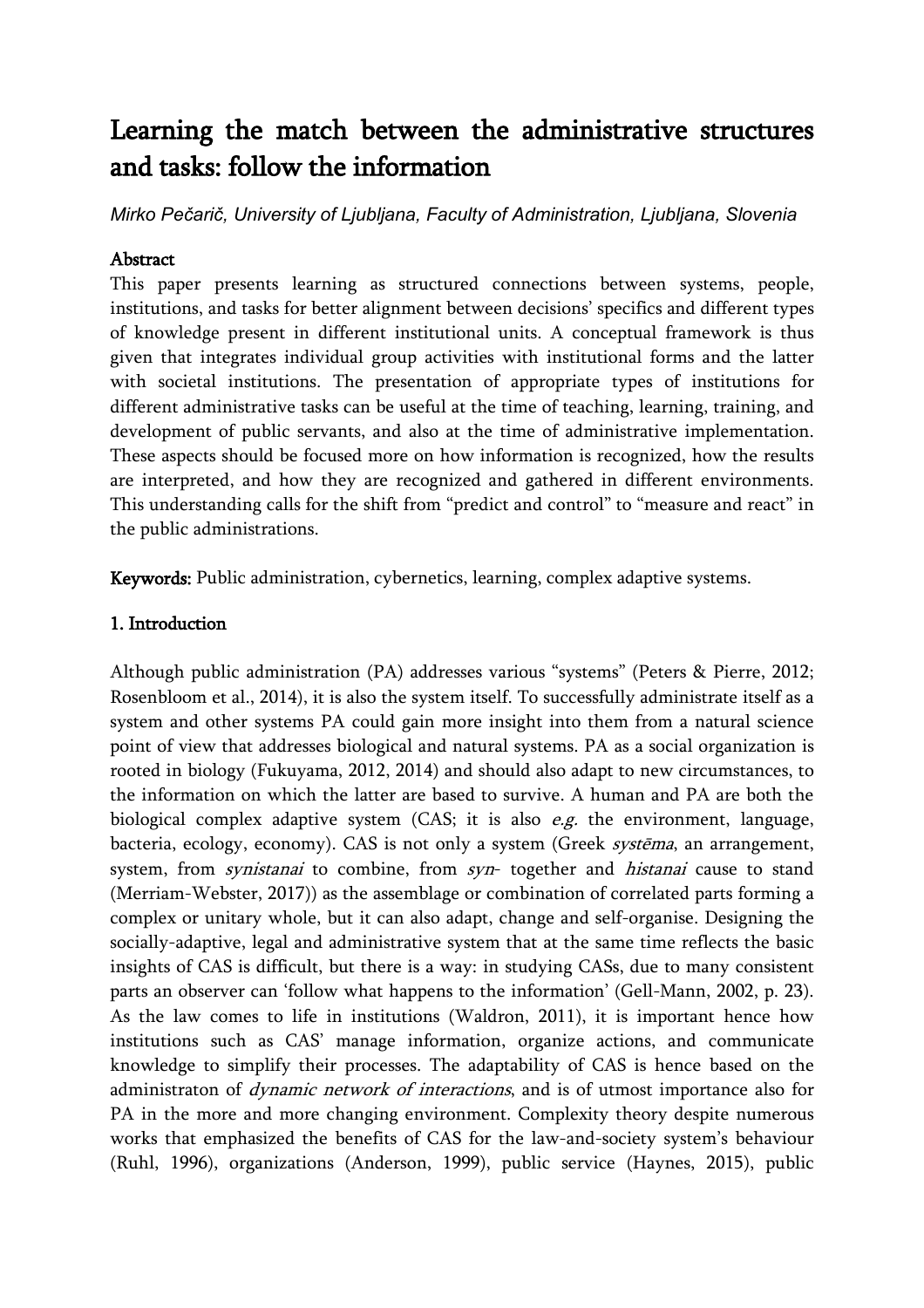# Learning the match between the administrative structures and tasks: follow the information

*Mirko Pečarič, University of Ljubljana, Faculty of Administration, Ljubljana, Slovenia*

## Abstract

This paper presents learning as structured connections between systems, people, institutions, and tasks for better alignment between decisions' specifics and different types of knowledge present in different institutional units. A conceptual framework is thus given that integrates individual group activities with institutional forms and the latter with societal institutions. The presentation of appropriate types of institutions for different administrative tasks can be useful at the time of teaching, learning, training, and development of public servants, and also at the time of administrative implementation. These aspects should be focused more on how information is recognized, how the results are interpreted, and how they are recognized and gathered in different environments. This understanding calls for the shift from "predict and control" to "measure and react" in the public administrations.

**Keywords:** Public administration, cybernetics, learning, complex adaptive systems.

## 1. Introduction

Although public administration (PA) addresses various "systems" (Peters & Pierre, 2012; Rosenbloom et al., 2014), it is also the system itself. To successfully administrate itself as a system and other systems PA could gain more insight into them from a natural science point of view that addresses biological and natural systems. PA as a social organization is rooted in biology (Fukuyama, 2012, 2014) and should also adapt to new circumstances, to the information on which the latter are based to survive. A human and PA are both the biological complex adaptive system (CAS; it is also *e.g.* the environment, language, bacteria, ecology, economy). CAS is not only a system (Greek *systēma*, an arrangement, system, from *synistanai* to combine, from *syn-* together and *histanai* cause to stand (Merriam-Webster, 2017)) as the assemblage or combination of correlated parts forming a complex or unitary whole, but it can also adapt, change and self-organise. Designing the socially-adaptive, legal and administrative system that at the same time reflects the basic insights of CAS is difficult, but there is a way: in studying CASs, due to many consistent parts an observer can 'follow what happens to the information' (Gell-Mann, 2002, p. 23). As the law comes to life in institutions (Waldron, 2011), it is important hence how institutions such as CAS' manage information, organize actions, and communicate knowledge to simplify their processes. The adaptability of CAS is hence based on the administraton of *dynamic network of interactions*, and is of utmost importance also for PA in the more and more changing environment. Complexity theory despite numerous works that emphasized the benefits of CAS for the law-and-society system's behaviour (Ruhl, 1996), organizations (Anderson, 1999), public service (Haynes, 2015), public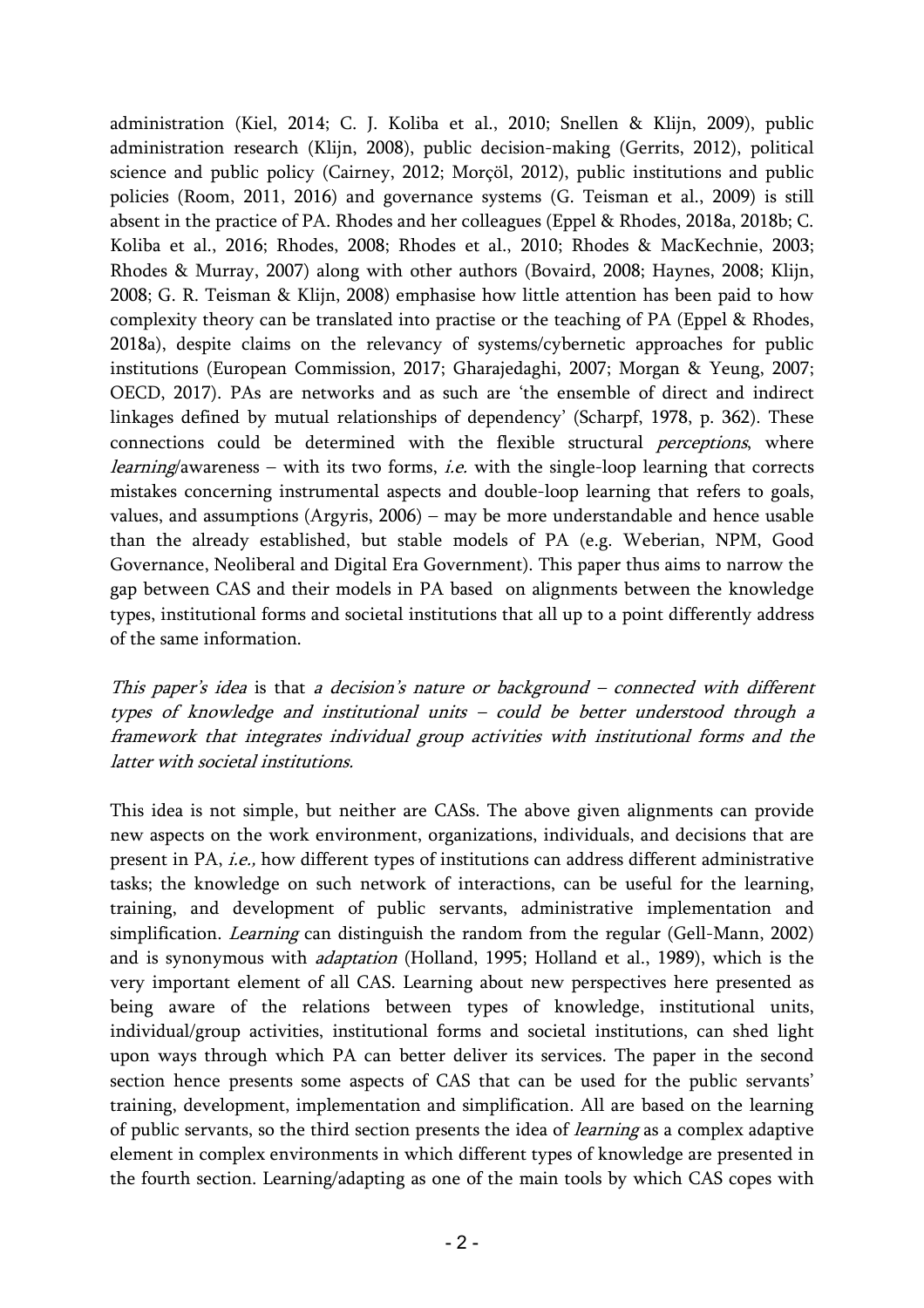administration (Kiel, 2014; C. J. Koliba et al., 2010; Snellen & Klijn, 2009), public administration research (Klijn, 2008), public decision-making (Gerrits, 2012), political science and public policy (Cairney, 2012; Morçöl, 2012), public institutions and public policies (Room, 2011, 2016) and governance systems (G. Teisman et al., 2009) is still absent in the practice of PA. Rhodes and her colleagues (Eppel & Rhodes, 2018a, 2018b; C. Koliba et al., 2016; Rhodes, 2008; Rhodes et al., 2010; Rhodes & MacKechnie, 2003; Rhodes & Murray, 2007) along with other authors (Bovaird, 2008; Haynes, 2008; Klijn, 2008; G. R. Teisman & Klijn, 2008) emphasise how little attention has been paid to how complexity theory can be translated into practise or the teaching of PA (Eppel & Rhodes, 2018a), despite claims on the relevancy of systems/cybernetic approaches for public institutions (European Commission, 2017; Gharajedaghi, 2007; Morgan & Yeung, 2007; OECD, 2017). PAs are networks and as such are 'the ensemble of direct and indirect linkages defined by mutual relationships of dependency' (Scharpf, 1978, p. 362). These connections could be determined with the flexible structural *perceptions*, where *learning*/awareness – with its two forms, *i.e.* with the single-loop learning that corrects mistakes concerning instrumental aspects and double-loop learning that refers to goals, values, and assumptions (Argyris, 2006) – may be more understandable and hence usable than the already established, but stable models of PA (e.g. Weberian, NPM, Good Governance, Neoliberal and Digital Era Government). This paper thus aims to narrow the gap between CAS and their models in PA based on alignments between the knowledge types, institutional forms and societal institutions that all up to a point differently address of the same information.

*This paper's idea* is that *a decision's nature or background – connected with different types of knowledge and institutional units – could be better understood through a framework that integrates individual group activities with institutional forms and the latter with societal institutions.*

This idea is not simple, but neither are CASs. The above given alignments can provide new aspects on the work environment, organizations, individuals, and decisions that are present in PA, *i.e.,* how different types of institutions can address different administrative tasks; the knowledge on such network of interactions, can be useful for the learning, training, and development of public servants, administrative implementation and simplification. *Learning* can distinguish the random from the regular (Gell-Mann, 2002) and is synonymous with *adaptation* (Holland, 1995; Holland et al., 1989), which is the very important element of all CAS. Learning about new perspectives here presented as being aware of the relations between types of knowledge, institutional units, individual/group activities, institutional forms and societal institutions, can shed light upon ways through which PA can better deliver its services. The paper in the second section hence presents some aspects of CAS that can be used for the public servants' training, development, implementation and simplification. All are based on the learning of public servants, so the third section presents the idea of *learning* as a complex adaptive element in complex environments in which different types of knowledge are presented in the fourth section. Learning/adapting as one of the main tools by which CAS copes with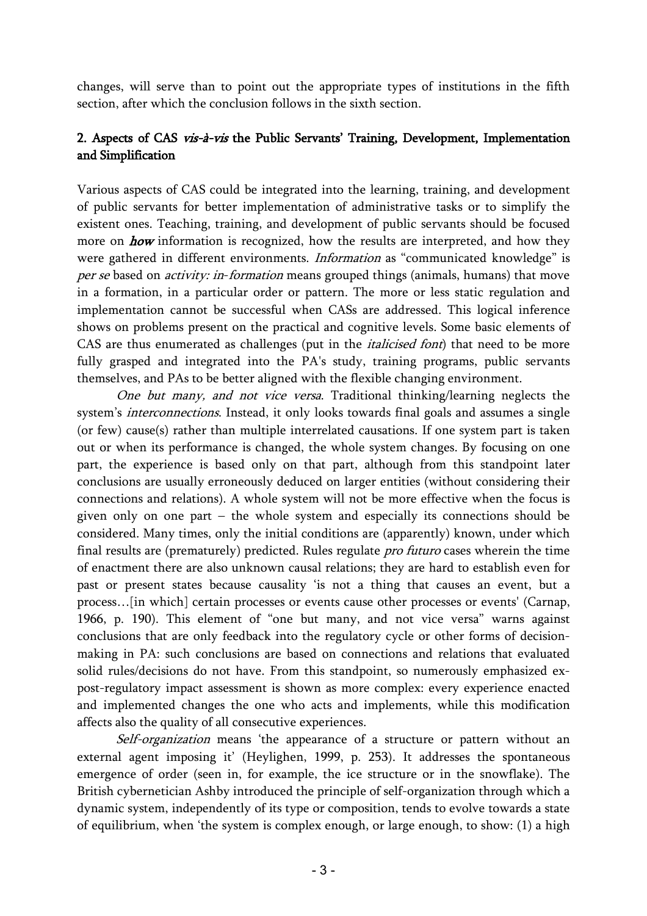changes, will serve than to point out the appropriate types of institutions in the fifth section, after which the conclusion follows in the sixth section.

## 2. Aspects of CAS *vis-à-vis* the Public Servants' Training, Development, Implementation and Simplification

Various aspects of CAS could be integrated into the learning, training, and development of public servants for better implementation of administrative tasks or to simplify the existent ones. Teaching, training, and development of public servants should be focused more on ***how*** information is recognized, how the results are interpreted, and how they were gathered in different environments. *Information* as "communicated knowledge" is *per se* based on *activity: in-formation* means grouped things (animals, humans) that move in a formation, in a particular order or pattern. The more or less static regulation and implementation cannot be successful when CASs are addressed. This logical inference shows on problems present on the practical and cognitive levels. Some basic elements of CAS are thus enumerated as challenges (put in the *italicised font*) that need to be more fully grasped and integrated into the PA's study, training programs, public servants themselves, and PAs to be better aligned with the flexible changing environment.

*One but many, and not vice versa*. Traditional thinking/learning neglects the system's *interconnections*. Instead, it only looks towards final goals and assumes a single (or few) cause(s) rather than multiple interrelated causations. If one system part is taken out or when its performance is changed, the whole system changes. By focusing on one part, the experience is based only on that part, although from this standpoint later conclusions are usually erroneously deduced on larger entities (without considering their connections and relations). A whole system will not be more effective when the focus is given only on one part – the whole system and especially its connections should be considered. Many times, only the initial conditions are (apparently) known, under which final results are (prematurely) predicted. Rules regulate *pro futuro* cases wherein the time of enactment there are also unknown causal relations; they are hard to establish even for past or present states because causality 'is not a thing that causes an event, but a process…[in which] certain processes or events cause other processes or events' (Carnap, 1966, p. 190). This element of "one but many, and not vice versa" warns against conclusions that are only feedback into the regulatory cycle or other forms of decision-making in PA: such conclusions are based on connections and relations that evaluated solid rules/decisions do not have. From this standpoint, so numerously emphasized ex-post-regulatory impact assessment is shown as more complex: every experience enacted and implemented changes the one who acts and implements, while this modification affects also the quality of all consecutive experiences.

*Self-organization* means 'the appearance of a structure or pattern without an external agent imposing it' (Heylighen, 1999, p. 253). It addresses the spontaneous emergence of order (seen in, for example, the ice structure or in the snowflake). The British cybernetician Ashby introduced the principle of self-organization through which a dynamic system, independently of its type or composition, tends to evolve towards a state of equilibrium, when 'the system is complex enough, or large enough, to show: (1) a high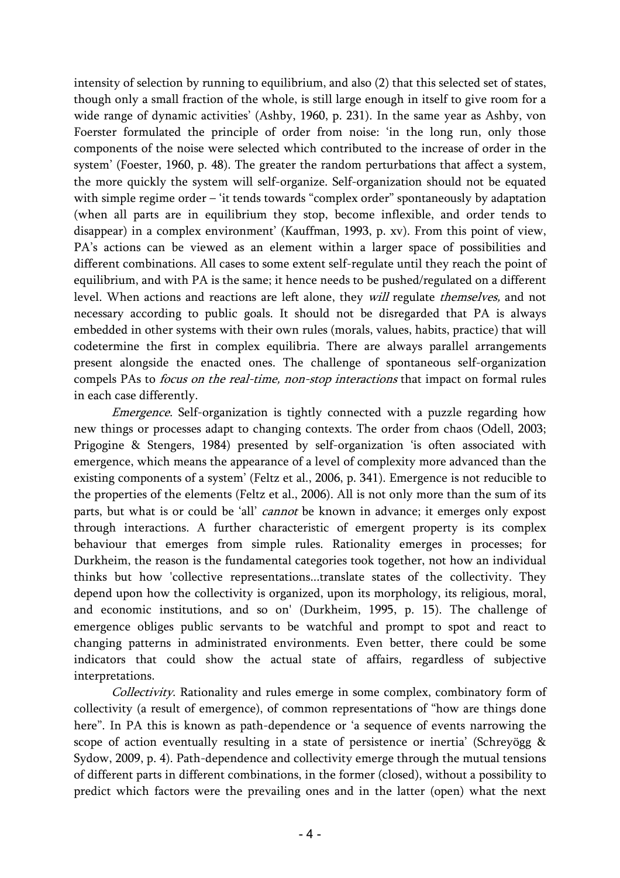intensity of selection by running to equilibrium, and also (2) that this selected set of states, though only a small fraction of the whole, is still large enough in itself to give room for a wide range of dynamic activities' (Ashby, 1960, p. 231). In the same year as Ashby, von Foerster formulated the principle of order from noise: 'in the long run, only those components of the noise were selected which contributed to the increase of order in the system' (Foester, 1960, p. 48). The greater the random perturbations that affect a system, the more quickly the system will self-organize. Self-organization should not be equated with simple regime order – 'it tends towards "complex order" spontaneously by adaptation (when all parts are in equilibrium they stop, become inflexible, and order tends to disappear) in a complex environment' (Kauffman, 1993, p. xv). From this point of view, PA's actions can be viewed as an element within a larger space of possibilities and different combinations. All cases to some extent self-regulate until they reach the point of equilibrium, and with PA is the same; it hence needs to be pushed/regulated on a different level. When actions and reactions are left alone, they *will* regulate *themselves,* and not necessary according to public goals. It should not be disregarded that PA is always embedded in other systems with their own rules (morals, values, habits, practice) that will codetermine the first in complex equilibria. There are always parallel arrangements present alongside the enacted ones. The challenge of spontaneous self-organization compels PAs to *focus on the real-time, non-stop interactions* that impact on formal rules in each case differently.

*Emergence*. Self-organization is tightly connected with a puzzle regarding how new things or processes adapt to changing contexts. The order from chaos (Odell, 2003; Prigogine & Stengers, 1984) presented by self-organization 'is often associated with emergence, which means the appearance of a level of complexity more advanced than the existing components of a system' (Feltz et al., 2006, p. 341). Emergence is not reducible to the properties of the elements (Feltz et al., 2006). All is not only more than the sum of its parts, but what is or could be 'all' *cannot* be known in advance; it emerges only expost through interactions. A further characteristic of emergent property is its complex behaviour that emerges from simple rules. Rationality emerges in processes; for Durkheim, the reason is the fundamental categories took together, not how an individual thinks but how 'collective representations...translate states of the collectivity. They depend upon how the collectivity is organized, upon its morphology, its religious, moral, and economic institutions, and so on' (Durkheim, 1995, p. 15). The challenge of emergence obliges public servants to be watchful and prompt to spot and react to changing patterns in administrated environments. Even better, there could be some indicators that could show the actual state of affairs, regardless of subjective interpretations.

*Collectivity*. Rationality and rules emerge in some complex, combinatory form of collectivity (a result of emergence), of common representations of "how are things done here". In PA this is known as path-dependence or 'a sequence of events narrowing the scope of action eventually resulting in a state of persistence or inertia' (Schreyögg & Sydow, 2009, p. 4). Path-dependence and collectivity emerge through the mutual tensions of different parts in different combinations, in the former (closed), without a possibility to predict which factors were the prevailing ones and in the latter (open) what the next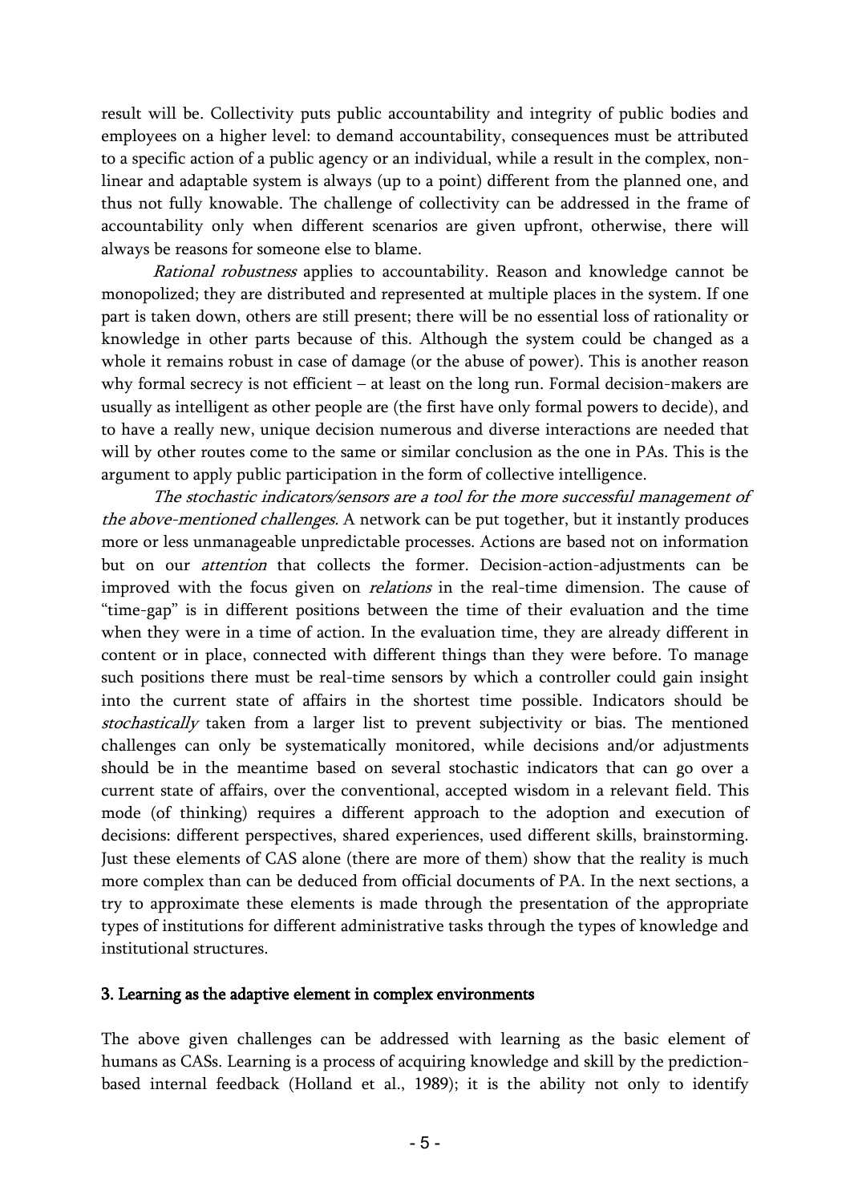result will be. Collectivity puts public accountability and integrity of public bodies and employees on a higher level: to demand accountability, consequences must be attributed to a specific action of a public agency or an individual, while a result in the complex, non-linear and adaptable system is always (up to a point) different from the planned one, and thus not fully knowable. The challenge of collectivity can be addressed in the frame of accountability only when different scenarios are given upfront, otherwise, there will always be reasons for someone else to blame.

*Rational robustness* applies to accountability. Reason and knowledge cannot be monopolized; they are distributed and represented at multiple places in the system. If one part is taken down, others are still present; there will be no essential loss of rationality or knowledge in other parts because of this. Although the system could be changed as a whole it remains robust in case of damage (or the abuse of power). This is another reason why formal secrecy is not efficient – at least on the long run. Formal decision-makers are usually as intelligent as other people are (the first have only formal powers to decide), and to have a really new, unique decision numerous and diverse interactions are needed that will by other routes come to the same or similar conclusion as the one in PAs. This is the argument to apply public participation in the form of collective intelligence.

*The stochastic indicators/sensors are a tool for the more successful management of the above-mentioned challenges*. A network can be put together, but it instantly produces more or less unmanageable unpredictable processes. Actions are based not on information but on our *attention* that collects the former. Decision-action-adjustments can be improved with the focus given on *relations* in the real-time dimension. The cause of "time-gap" is in different positions between the time of their evaluation and the time when they were in a time of action. In the evaluation time, they are already different in content or in place, connected with different things than they were before. To manage such positions there must be real-time sensors by which a controller could gain insight into the current state of affairs in the shortest time possible. Indicators should be *stochastically* taken from a larger list to prevent subjectivity or bias. The mentioned challenges can only be systematically monitored, while decisions and/or adjustments should be in the meantime based on several stochastic indicators that can go over a current state of affairs, over the conventional, accepted wisdom in a relevant field. This mode (of thinking) requires a different approach to the adoption and execution of decisions: different perspectives, shared experiences, used different skills, brainstorming. Just these elements of CAS alone (there are more of them) show that the reality is much more complex than can be deduced from official documents of PA. In the next sections, a try to approximate these elements is made through the presentation of the appropriate types of institutions for different administrative tasks through the types of knowledge and institutional structures.

## 3. Learning as the adaptive element in complex environments

The above given challenges can be addressed with learning as the basic element of humans as CASs. Learning is a process of acquiring knowledge and skill by the prediction-based internal feedback (Holland et al., 1989); it is the ability not only to identify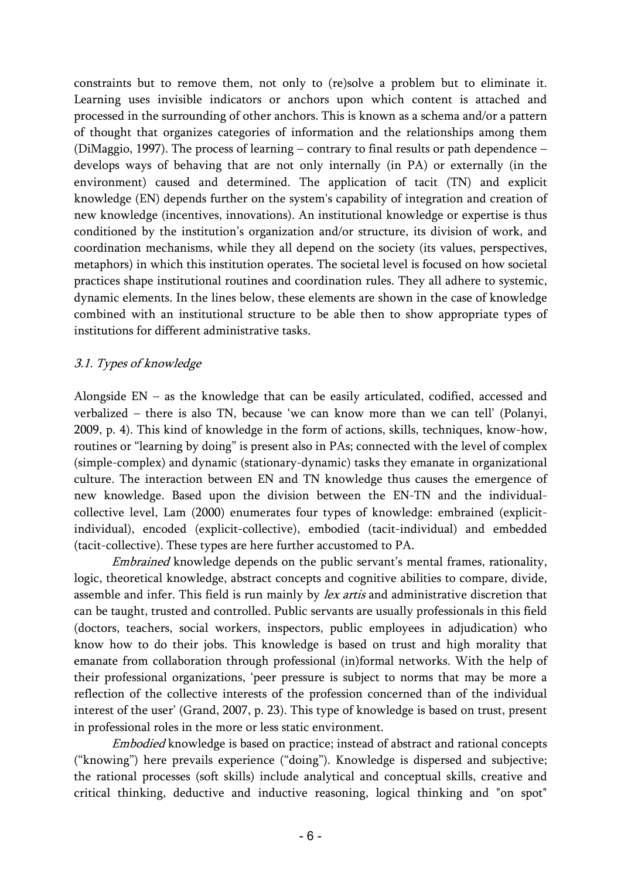constraints but to remove them, not only to (re)solve a problem but to eliminate it. Learning uses invisible indicators or anchors upon which content is attached and processed in the surrounding of other anchors. This is known as a schema and/or a pattern of thought that organizes categories of information and the relationships among them (DiMaggio, 1997). The process of learning – contrary to final results or path dependence – develops ways of behaving that are not only internally (in PA) or externally (in the environment) caused and determined. The application of tacit (TN) and explicit knowledge (EN) depends further on the system's capability of integration and creation of new knowledge (incentives, innovations). An institutional knowledge or expertise is thus conditioned by the institution's organization and/or structure, its division of work, and coordination mechanisms, while they all depend on the society (its values, perspectives, metaphors) in which this institution operates. The societal level is focused on how societal practices shape institutional routines and coordination rules. They all adhere to systemic, dynamic elements. In the lines below, these elements are shown in the case of knowledge combined with an institutional structure to be able then to show appropriate types of institutions for different administrative tasks.

### *3.1. Types of knowledge*

Alongside EN – as the knowledge that can be easily articulated, codified, accessed and verbalized – there is also TN, because 'we can know more than we can tell' (Polanyi, 2009, p. 4). This kind of knowledge in the form of actions, skills, techniques, know-how, routines or "learning by doing" is present also in PAs; connected with the level of complex (simple-complex) and dynamic (stationary-dynamic) tasks they emanate in organizational culture. The interaction between EN and TN knowledge thus causes the emergence of new knowledge. Based upon the division between the EN-TN and the individual-collective level, Lam (2000) enumerates four types of knowledge: embrained (explicit-individual), encoded (explicit-collective), embodied (tacit-individual) and embedded (tacit-collective). These types are here further accustomed to PA.

*Embrained* knowledge depends on the public servant's mental frames, rationality, logic, theoretical knowledge, abstract concepts and cognitive abilities to compare, divide, assemble and infer. This field is run mainly by *lex artis* and administrative discretion that can be taught, trusted and controlled. Public servants are usually professionals in this field (doctors, teachers, social workers, inspectors, public employees in adjudication) who know how to do their jobs. This knowledge is based on trust and high morality that emanate from collaboration through professional (in)formal networks. With the help of their professional organizations, 'peer pressure is subject to norms that may be more a reflection of the collective interests of the profession concerned than of the individual interest of the user' (Grand, 2007, p. 23). This type of knowledge is based on trust, present in professional roles in the more or less static environment.

*Embodied* knowledge is based on practice; instead of abstract and rational concepts ("knowing") here prevails experience ("doing"). Knowledge is dispersed and subjective; the rational processes (soft skills) include analytical and conceptual skills, creative and critical thinking, deductive and inductive reasoning, logical thinking and "on spot"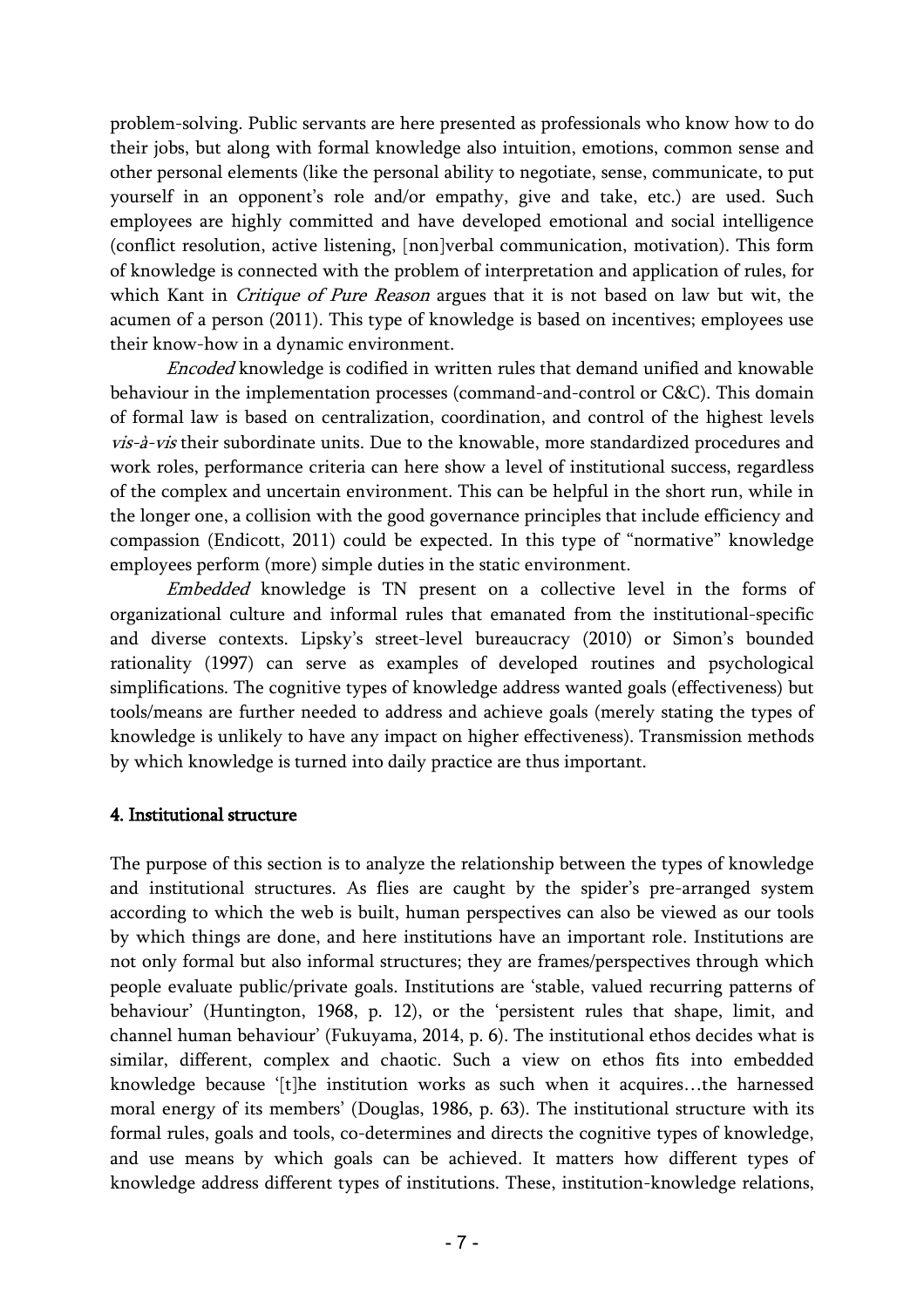problem-solving. Public servants are here presented as professionals who know how to do their jobs, but along with formal knowledge also intuition, emotions, common sense and other personal elements (like the personal ability to negotiate, sense, communicate, to put yourself in an opponent's role and/or empathy, give and take, etc.) are used. Such employees are highly committed and have developed emotional and social intelligence (conflict resolution, active listening, [non]verbal communication, motivation). This form of knowledge is connected with the problem of interpretation and application of rules, for which Kant in *Critique of Pure Reason* argues that it is not based on law but wit, the acumen of a person (2011). This type of knowledge is based on incentives; employees use their know-how in a dynamic environment.

*Encoded* knowledge is codified in written rules that demand unified and knowable behaviour in the implementation processes (command-and-control or C&C). This domain of formal law is based on centralization, coordination, and control of the highest levels *vis-à-vis* their subordinate units. Due to the knowable, more standardized procedures and work roles, performance criteria can here show a level of institutional success, regardless of the complex and uncertain environment. This can be helpful in the short run, while in the longer one, a collision with the good governance principles that include efficiency and compassion (Endicott, 2011) could be expected. In this type of "normative" knowledge employees perform (more) simple duties in the static environment.

*Embedded* knowledge is TN present on a collective level in the forms of organizational culture and informal rules that emanated from the institutional-specific and diverse contexts. Lipsky's street-level bureaucracy (2010) or Simon's bounded rationality (1997) can serve as examples of developed routines and psychological simplifications. The cognitive types of knowledge address wanted goals (effectiveness) but tools/means are further needed to address and achieve goals (merely stating the types of knowledge is unlikely to have any impact on higher effectiveness). Transmission methods by which knowledge is turned into daily practice are thus important.

## 4. Institutional structure

The purpose of this section is to analyze the relationship between the types of knowledge and institutional structures. As flies are caught by the spider's pre-arranged system according to which the web is built, human perspectives can also be viewed as our tools by which things are done, and here institutions have an important role. Institutions are not only formal but also informal structures; they are frames/perspectives through which people evaluate public/private goals. Institutions are 'stable, valued recurring patterns of behaviour' (Huntington, 1968, p. 12), or the 'persistent rules that shape, limit, and channel human behaviour' (Fukuyama, 2014, p. 6). The institutional ethos decides what is similar, different, complex and chaotic. Such a view on ethos fits into embedded knowledge because '[t]he institution works as such when it acquires…the harnessed moral energy of its members' (Douglas, 1986, p. 63). The institutional structure with its formal rules, goals and tools, co-determines and directs the cognitive types of knowledge, and use means by which goals can be achieved. It matters how different types of knowledge address different types of institutions. These, institution-knowledge relations,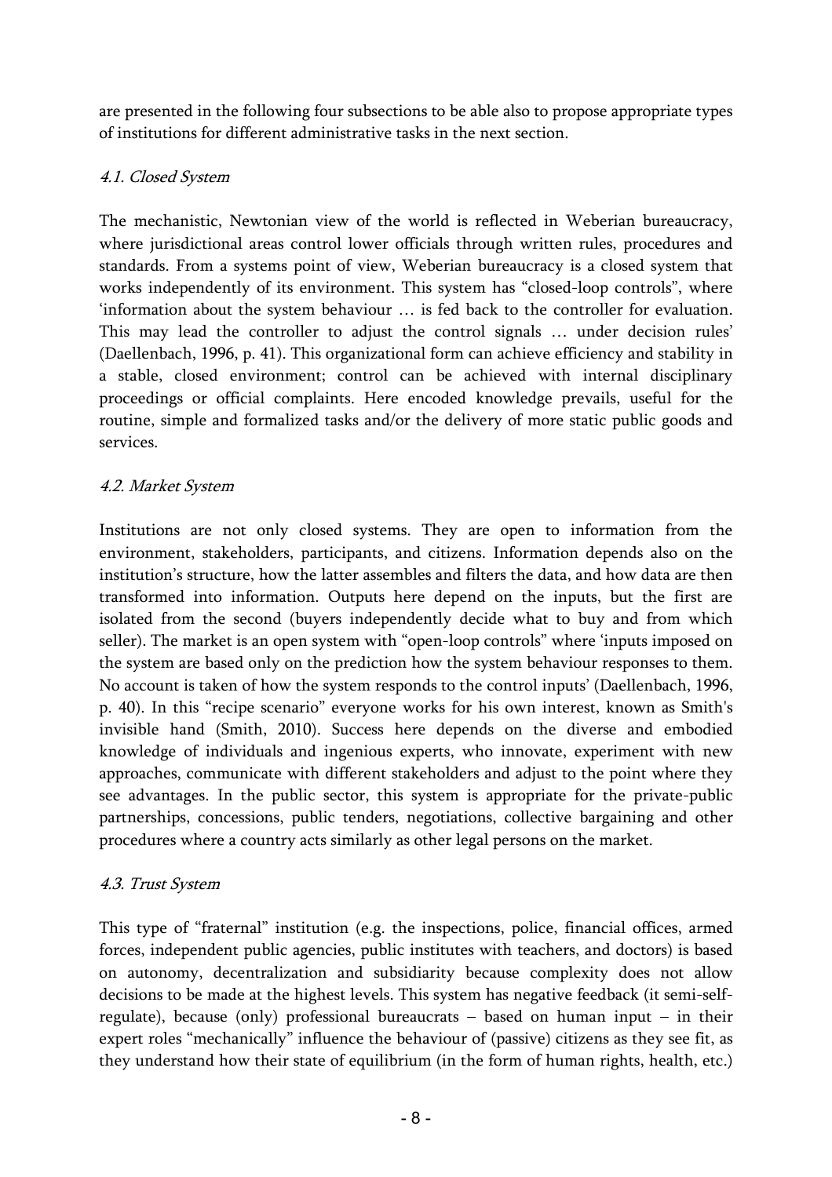are presented in the following four subsections to be able also to propose appropriate types of institutions for different administrative tasks in the next section.

### *4.1. Closed System*

The mechanistic, Newtonian view of the world is reflected in Weberian bureaucracy, where jurisdictional areas control lower officials through written rules, procedures and standards. From a systems point of view, Weberian bureaucracy is a closed system that works independently of its environment. This system has "closed-loop controls", where 'information about the system behaviour … is fed back to the controller for evaluation. This may lead the controller to adjust the control signals … under decision rules' (Daellenbach, 1996, p. 41). This organizational form can achieve efficiency and stability in a stable, closed environment; control can be achieved with internal disciplinary proceedings or official complaints. Here encoded knowledge prevails, useful for the routine, simple and formalized tasks and/or the delivery of more static public goods and services.

### *4.2. Market System*

Institutions are not only closed systems. They are open to information from the environment, stakeholders, participants, and citizens. Information depends also on the institution's structure, how the latter assembles and filters the data, and how data are then transformed into information. Outputs here depend on the inputs, but the first are isolated from the second (buyers independently decide what to buy and from which seller). The market is an open system with "open-loop controls" where 'inputs imposed on the system are based only on the prediction how the system behaviour responses to them. No account is taken of how the system responds to the control inputs' (Daellenbach, 1996, p. 40). In this "recipe scenario" everyone works for his own interest, known as Smith's invisible hand (Smith, 2010). Success here depends on the diverse and embodied knowledge of individuals and ingenious experts, who innovate, experiment with new approaches, communicate with different stakeholders and adjust to the point where they see advantages. In the public sector, this system is appropriate for the private-public partnerships, concessions, public tenders, negotiations, collective bargaining and other procedures where a country acts similarly as other legal persons on the market.

### *4.3. Trust System*

This type of "fraternal" institution (e.g. the inspections, police, financial offices, armed forces, independent public agencies, public institutes with teachers, and doctors) is based on autonomy, decentralization and subsidiarity because complexity does not allow decisions to be made at the highest levels. This system has negative feedback (it semi-self-regulate), because (only) professional bureaucrats – based on human input – in their expert roles "mechanically" influence the behaviour of (passive) citizens as they see fit, as they understand how their state of equilibrium (in the form of human rights, health, etc.)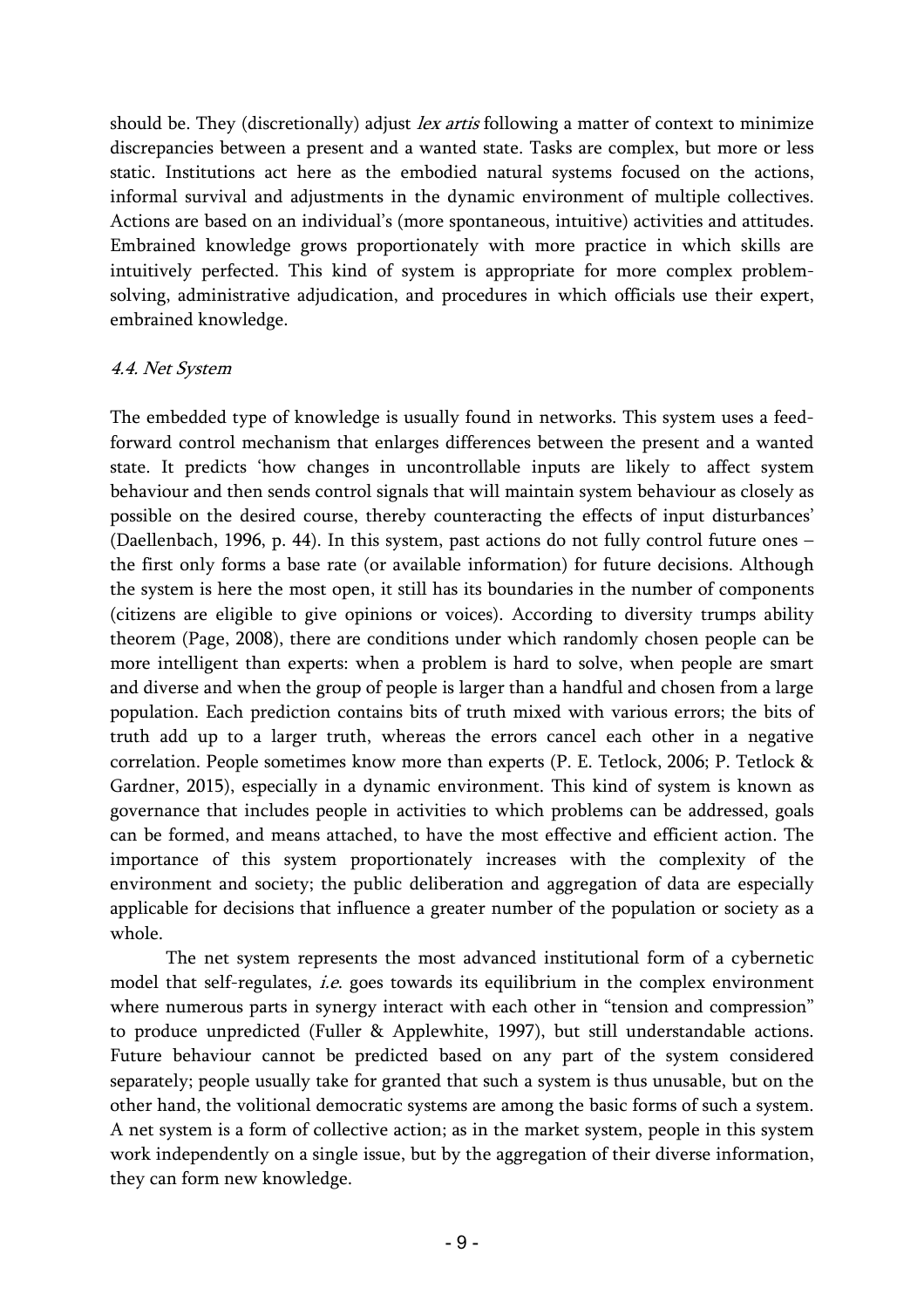should be. They (discretionally) adjust *lex artis* following a matter of context to minimize discrepancies between a present and a wanted state. Tasks are complex, but more or less static. Institutions act here as the embodied natural systems focused on the actions, informal survival and adjustments in the dynamic environment of multiple collectives. Actions are based on an individual's (more spontaneous, intuitive) activities and attitudes. Embrained knowledge grows proportionately with more practice in which skills are intuitively perfected. This kind of system is appropriate for more complex problem-solving, administrative adjudication, and procedures in which officials use their expert, embrained knowledge.

### *4.4. Net System*

The embedded type of knowledge is usually found in networks. This system uses a feed-forward control mechanism that enlarges differences between the present and a wanted state. It predicts 'how changes in uncontrollable inputs are likely to affect system behaviour and then sends control signals that will maintain system behaviour as closely as possible on the desired course, thereby counteracting the effects of input disturbances' (Daellenbach, 1996, p. 44). In this system, past actions do not fully control future ones – the first only forms a base rate (or available information) for future decisions. Although the system is here the most open, it still has its boundaries in the number of components (citizens are eligible to give opinions or voices). According to diversity trumps ability theorem (Page, 2008), there are conditions under which randomly chosen people can be more intelligent than experts: when a problem is hard to solve, when people are smart and diverse and when the group of people is larger than a handful and chosen from a large population. Each prediction contains bits of truth mixed with various errors; the bits of truth add up to a larger truth, whereas the errors cancel each other in a negative correlation. People sometimes know more than experts (P. E. Tetlock, 2006; P. Tetlock & Gardner, 2015), especially in a dynamic environment. This kind of system is known as governance that includes people in activities to which problems can be addressed, goals can be formed, and means attached, to have the most effective and efficient action. The importance of this system proportionately increases with the complexity of the environment and society; the public deliberation and aggregation of data are especially applicable for decisions that influence a greater number of the population or society as a whole.

The net system represents the most advanced institutional form of a cybernetic model that self-regulates, *i.e.* goes towards its equilibrium in the complex environment where numerous parts in synergy interact with each other in "tension and compression" to produce unpredicted (Fuller & Applewhite, 1997), but still understandable actions. Future behaviour cannot be predicted based on any part of the system considered separately; people usually take for granted that such a system is thus unusable, but on the other hand, the volitional democratic systems are among the basic forms of such a system. A net system is a form of collective action; as in the market system, people in this system work independently on a single issue, but by the aggregation of their diverse information, they can form new knowledge.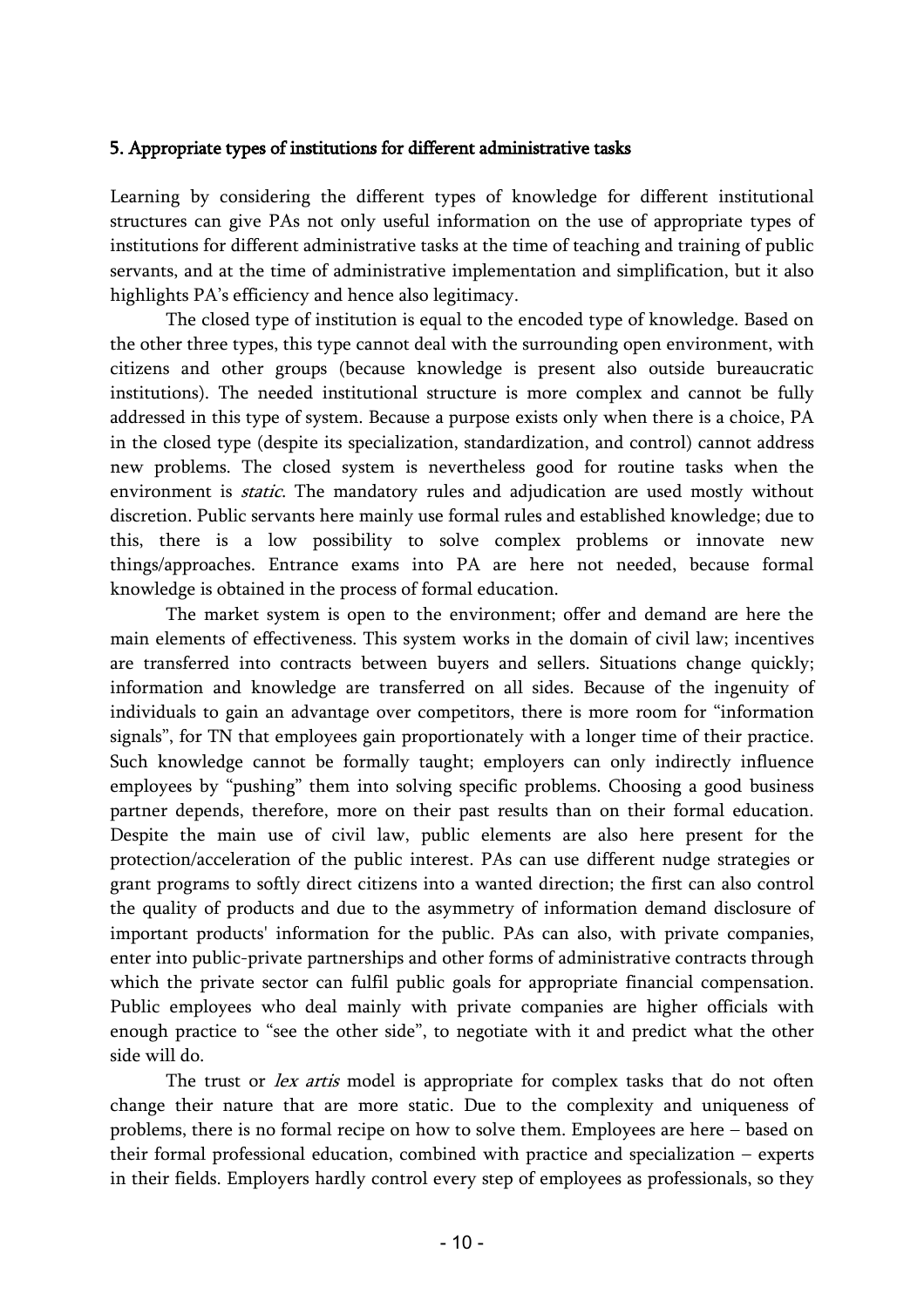## 5. Appropriate types of institutions for different administrative tasks

Learning by considering the different types of knowledge for different institutional structures can give PAs not only useful information on the use of appropriate types of institutions for different administrative tasks at the time of teaching and training of public servants, and at the time of administrative implementation and simplification, but it also highlights PA's efficiency and hence also legitimacy.

The closed type of institution is equal to the encoded type of knowledge. Based on the other three types, this type cannot deal with the surrounding open environment, with citizens and other groups (because knowledge is present also outside bureaucratic institutions). The needed institutional structure is more complex and cannot be fully addressed in this type of system. Because a purpose exists only when there is a choice, PA in the closed type (despite its specialization, standardization, and control) cannot address new problems. The closed system is nevertheless good for routine tasks when the environment is *static*. The mandatory rules and adjudication are used mostly without discretion. Public servants here mainly use formal rules and established knowledge; due to this, there is a low possibility to solve complex problems or innovate new things/approaches. Entrance exams into PA are here not needed, because formal knowledge is obtained in the process of formal education.

The market system is open to the environment; offer and demand are here the main elements of effectiveness. This system works in the domain of civil law; incentives are transferred into contracts between buyers and sellers. Situations change quickly; information and knowledge are transferred on all sides. Because of the ingenuity of individuals to gain an advantage over competitors, there is more room for "information signals", for TN that employees gain proportionately with a longer time of their practice. Such knowledge cannot be formally taught; employers can only indirectly influence employees by "pushing" them into solving specific problems. Choosing a good business partner depends, therefore, more on their past results than on their formal education. Despite the main use of civil law, public elements are also here present for the protection/acceleration of the public interest. PAs can use different nudge strategies or grant programs to softly direct citizens into a wanted direction; the first can also control the quality of products and due to the asymmetry of information demand disclosure of important products' information for the public. PAs can also, with private companies, enter into public-private partnerships and other forms of administrative contracts through which the private sector can fulfil public goals for appropriate financial compensation. Public employees who deal mainly with private companies are higher officials with enough practice to "see the other side", to negotiate with it and predict what the other side will do.

The trust or *lex artis* model is appropriate for complex tasks that do not often change their nature that are more static. Due to the complexity and uniqueness of problems, there is no formal recipe on how to solve them. Employees are here – based on their formal professional education, combined with practice and specialization – experts in their fields. Employers hardly control every step of employees as professionals, so they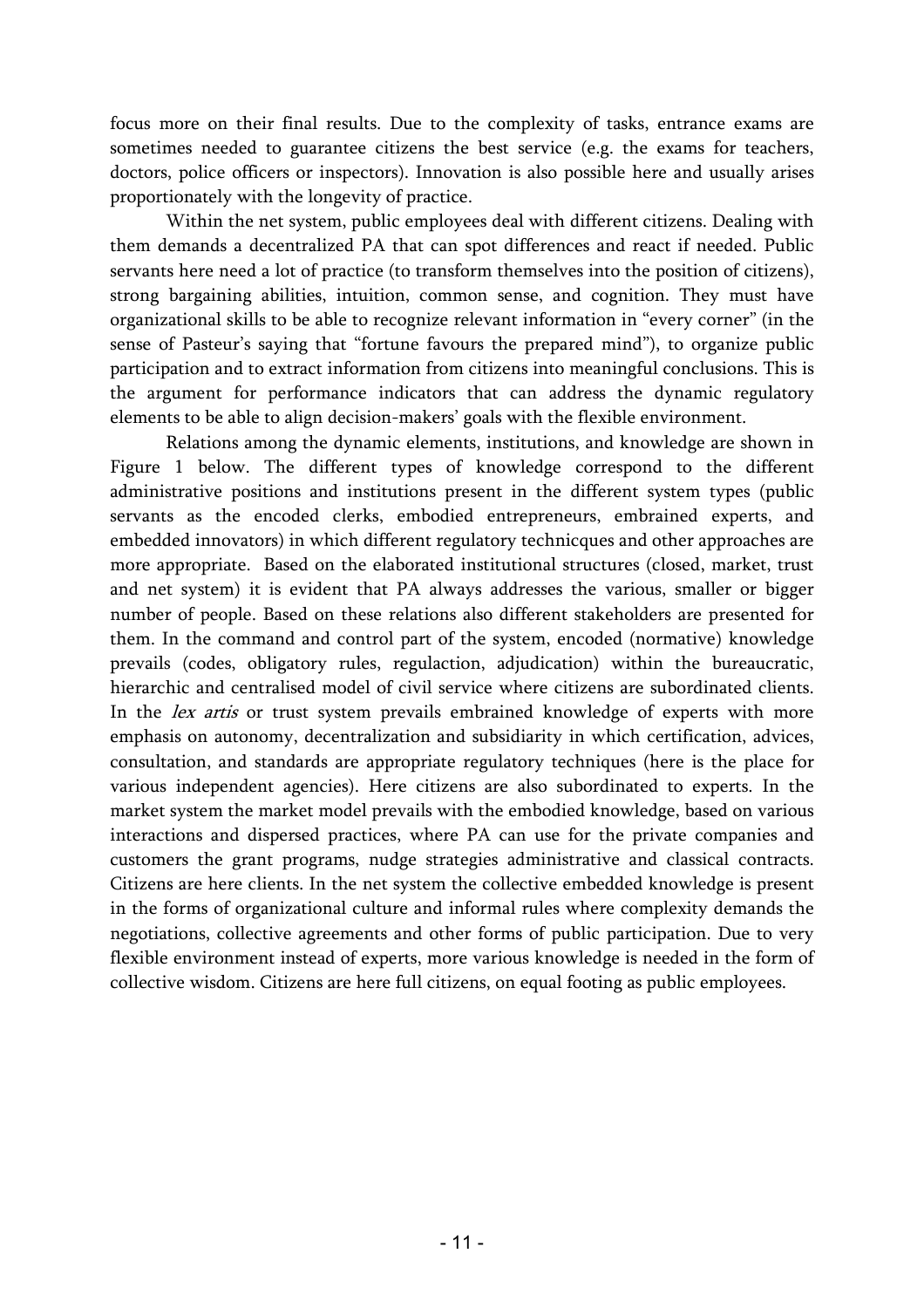focus more on their final results. Due to the complexity of tasks, entrance exams are sometimes needed to guarantee citizens the best service (e.g. the exams for teachers, doctors, police officers or inspectors). Innovation is also possible here and usually arises proportionately with the longevity of practice.

Within the net system, public employees deal with different citizens. Dealing with them demands a decentralized PA that can spot differences and react if needed. Public servants here need a lot of practice (to transform themselves into the position of citizens), strong bargaining abilities, intuition, common sense, and cognition. They must have organizational skills to be able to recognize relevant information in "every corner" (in the sense of Pasteur's saying that "fortune favours the prepared mind"), to organize public participation and to extract information from citizens into meaningful conclusions. This is the argument for performance indicators that can address the dynamic regulatory elements to be able to align decision-makers' goals with the flexible environment.

Relations among the dynamic elements, institutions, and knowledge are shown in Figure 1 below. The different types of knowledge correspond to the different administrative positions and institutions present in the different system types (public servants as the encoded clerks, embodied entrepreneurs, embrained experts, and embedded innovators) in which different regulatory technicques and other approaches are more appropriate. Based on the elaborated institutional structures (closed, market, trust and net system) it is evident that PA always addresses the various, smaller or bigger number of people. Based on these relations also different stakeholders are presented for them. In the command and control part of the system, encoded (normative) knowledge prevails (codes, obligatory rules, regulaction, adjudication) within the bureaucratic, hierarchic and centralised model of civil service where citizens are subordinated clients. In the *lex artis* or trust system prevails embrained knowledge of experts with more emphasis on autonomy, decentralization and subsidiarity in which certification, advices, consultation, and standards are appropriate regulatory techniques (here is the place for various independent agencies). Here citizens are also subordinated to experts. In the market system the market model prevails with the embodied knowledge, based on various interactions and dispersed practices, where PA can use for the private companies and customers the grant programs, nudge strategies administrative and classical contracts. Citizens are here clients. In the net system the collective embedded knowledge is present in the forms of organizational culture and informal rules where complexity demands the negotiations, collective agreements and other forms of public participation. Due to very flexible environment instead of experts, more various knowledge is needed in the form of collective wisdom. Citizens are here full citizens, on equal footing as public employees.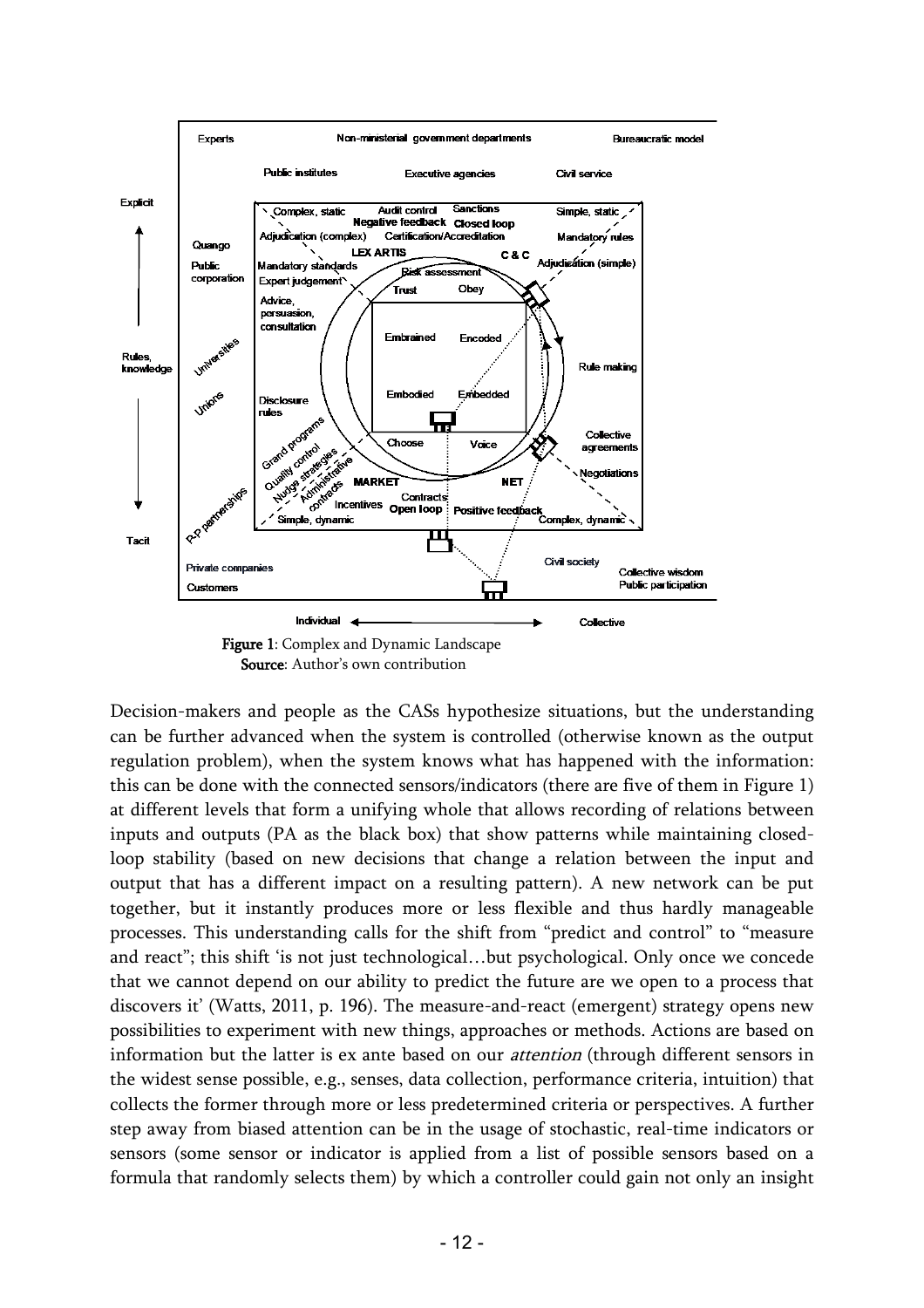Figure 1: Complex and Dynamic Landscape
Source: Author's own contribution

Decision-makers and people as the CASs hypothesize situations, but the understanding can be further advanced when the system is controlled (otherwise known as the output regulation problem), when the system knows what has happened with the information: this can be done with the connected sensors/indicators (there are five of them in Figure 1) at different levels that form a unifying whole that allows recording of relations between inputs and outputs (PA as the black box) that show patterns while maintaining closed-loop stability (based on new decisions that change a relation between the input and output that has a different impact on a resulting pattern). A new network can be put together, but it instantly produces more or less flexible and thus hardly manageable processes. This understanding calls for the shift from "predict and control" to "measure and react"; this shift 'is not just technological…but psychological. Only once we concede that we cannot depend on our ability to predict the future are we open to a process that discovers it' (Watts, 2011, p. 196). The measure-and-react (emergent) strategy opens new possibilities to experiment with new things, approaches or methods. Actions are based on information but the latter is ex ante based on our *attention* (through different sensors in the widest sense possible, e.g., senses, data collection, performance criteria, intuition) that collects the former through more or less predetermined criteria or perspectives. A further step away from biased attention can be in the usage of stochastic, real-time indicators or sensors (some sensor or indicator is applied from a list of possible sensors based on a formula that randomly selects them) by which a controller could gain not only an insight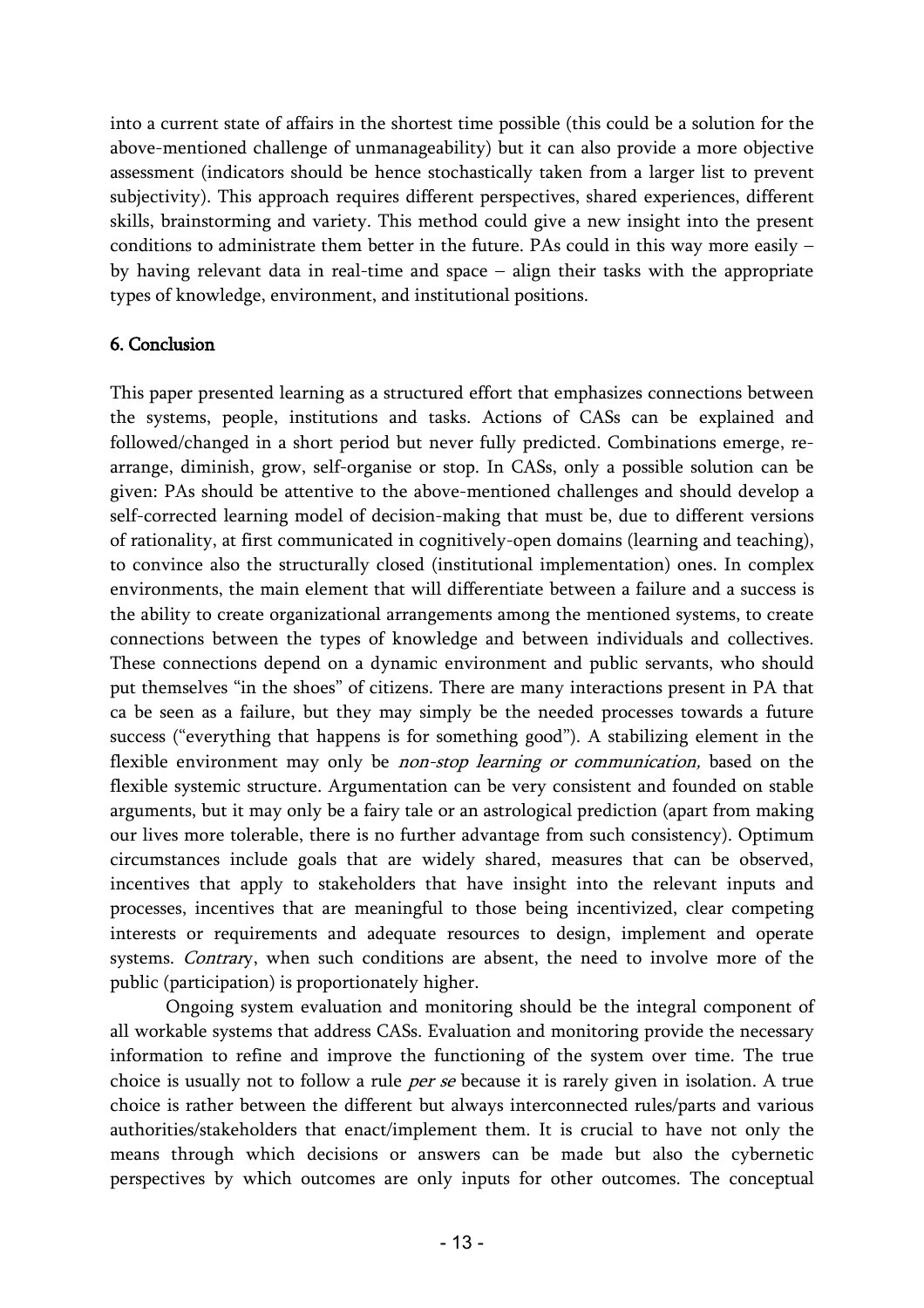into a current state of affairs in the shortest time possible (this could be a solution for the above-mentioned challenge of unmanageability) but it can also provide a more objective assessment (indicators should be hence stochastically taken from a larger list to prevent subjectivity). This approach requires different perspectives, shared experiences, different skills, brainstorming and variety. This method could give a new insight into the present conditions to administrate them better in the future. PAs could in this way more easily – by having relevant data in real-time and space – align their tasks with the appropriate types of knowledge, environment, and institutional positions.

## 6. Conclusion

This paper presented learning as a structured effort that emphasizes connections between the systems, people, institutions and tasks. Actions of CASs can be explained and followed/changed in a short period but never fully predicted. Combinations emerge, re-arrange, diminish, grow, self-organise or stop. In CASs, only a possible solution can be given: PAs should be attentive to the above-mentioned challenges and should develop a self-corrected learning model of decision-making that must be, due to different versions of rationality, at first communicated in cognitively-open domains (learning and teaching), to convince also the structurally closed (institutional implementation) ones. In complex environments, the main element that will differentiate between a failure and a success is the ability to create organizational arrangements among the mentioned systems, to create connections between the types of knowledge and between individuals and collectives. These connections depend on a dynamic environment and public servants, who should put themselves "in the shoes" of citizens. There are many interactions present in PA that ca be seen as a failure, but they may simply be the needed processes towards a future success ("everything that happens is for something good"). A stabilizing element in the flexible environment may only be *non-stop learning or communication,* based on the flexible systemic structure. Argumentation can be very consistent and founded on stable arguments, but it may only be a fairy tale or an astrological prediction (apart from making our lives more tolerable, there is no further advantage from such consistency). Optimum circumstances include goals that are widely shared, measures that can be observed, incentives that apply to stakeholders that have insight into the relevant inputs and processes, incentives that are meaningful to those being incentivized, clear competing interests or requirements and adequate resources to design, implement and operate systems. *Contrar*y, when such conditions are absent, the need to involve more of the public (participation) is proportionately higher.

Ongoing system evaluation and monitoring should be the integral component of all workable systems that address CASs. Evaluation and monitoring provide the necessary information to refine and improve the functioning of the system over time. The true choice is usually not to follow a rule *per se* because it is rarely given in isolation. A true choice is rather between the different but always interconnected rules/parts and various authorities/stakeholders that enact/implement them. It is crucial to have not only the means through which decisions or answers can be made but also the cybernetic perspectives by which outcomes are only inputs for other outcomes. The conceptual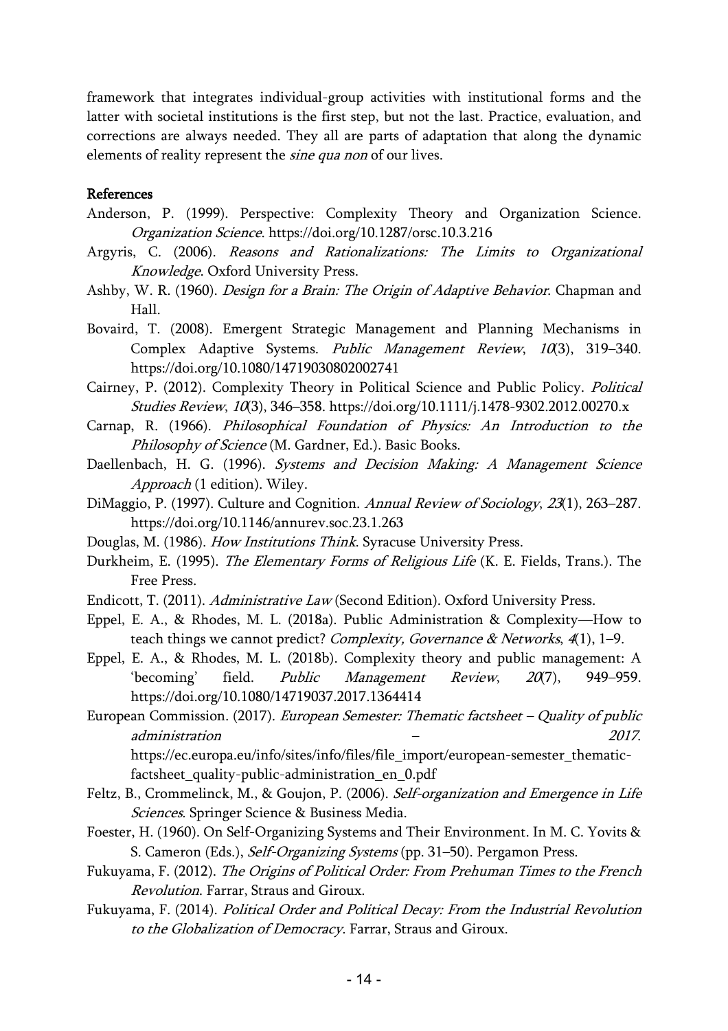framework that integrates individual-group activities with institutional forms and the latter with societal institutions is the first step, but not the last. Practice, evaluation, and corrections are always needed. They all are parts of adaptation that along the dynamic elements of reality represent the *sine qua non* of our lives.

## References

Anderson, P. (1999). Perspective: Complexity Theory and Organization Science. *Organization Science*. https://doi.org/10.1287/orsc.10.3.216

Argyris, C. (2006). *Reasons and Rationalizations: The Limits to Organizational Knowledge*. Oxford University Press.

Ashby, W. R. (1960). *Design for a Brain: The Origin of Adaptive Behavior*. Chapman and Hall.

Bovaird, T. (2008). Emergent Strategic Management and Planning Mechanisms in Complex Adaptive Systems. *Public Management Review*, *10*(3), 319–340. https://doi.org/10.1080/14719030802002741

Cairney, P. (2012). Complexity Theory in Political Science and Public Policy. *Political Studies Review*, *10*(3), 346–358. https://doi.org/10.1111/j.1478-9302.2012.00270.x

Carnap, R. (1966). *Philosophical Foundation of Physics: An Introduction to the Philosophy of Science* (M. Gardner, Ed.). Basic Books.

Daellenbach, H. G. (1996). *Systems and Decision Making: A Management Science Approach* (1 edition). Wiley.

DiMaggio, P. (1997). Culture and Cognition. *Annual Review of Sociology*, *23*(1), 263–287. https://doi.org/10.1146/annurev.soc.23.1.263

Douglas, M. (1986). *How Institutions Think*. Syracuse University Press.

Durkheim, E. (1995). *The Elementary Forms of Religious Life* (K. E. Fields, Trans.). The Free Press.

Endicott, T. (2011). *Administrative Law* (Second Edition). Oxford University Press.

Eppel, E. A., & Rhodes, M. L. (2018a). Public Administration & Complexity—How to teach things we cannot predict? *Complexity, Governance & Networks*, *4*(1), 1–9.

Eppel, E. A., & Rhodes, M. L. (2018b). Complexity theory and public management: A 'becoming' field. *Public Management Review*, *20*(7), 949–959. https://doi.org/10.1080/14719037.2017.1364414

European Commission. (2017). *European Semester: Thematic factsheet – Quality of public administration – 2017*. https://ec.europa.eu/info/sites/info/files/file_import/european-semester_thematic-factsheet_quality-public-administration_en_0.pdf

Feltz, B., Crommelinck, M., & Goujon, P. (2006). *Self-organization and Emergence in Life Sciences*. Springer Science & Business Media.

Foester, H. (1960). On Self-Organizing Systems and Their Environment. In M. C. Yovits & S. Cameron (Eds.), *Self-Organizing Systems* (pp. 31–50). Pergamon Press.

Fukuyama, F. (2012). *The Origins of Political Order: From Prehuman Times to the French Revolution*. Farrar, Straus and Giroux.

Fukuyama, F. (2014). *Political Order and Political Decay: From the Industrial Revolution to the Globalization of Democracy*. Farrar, Straus and Giroux.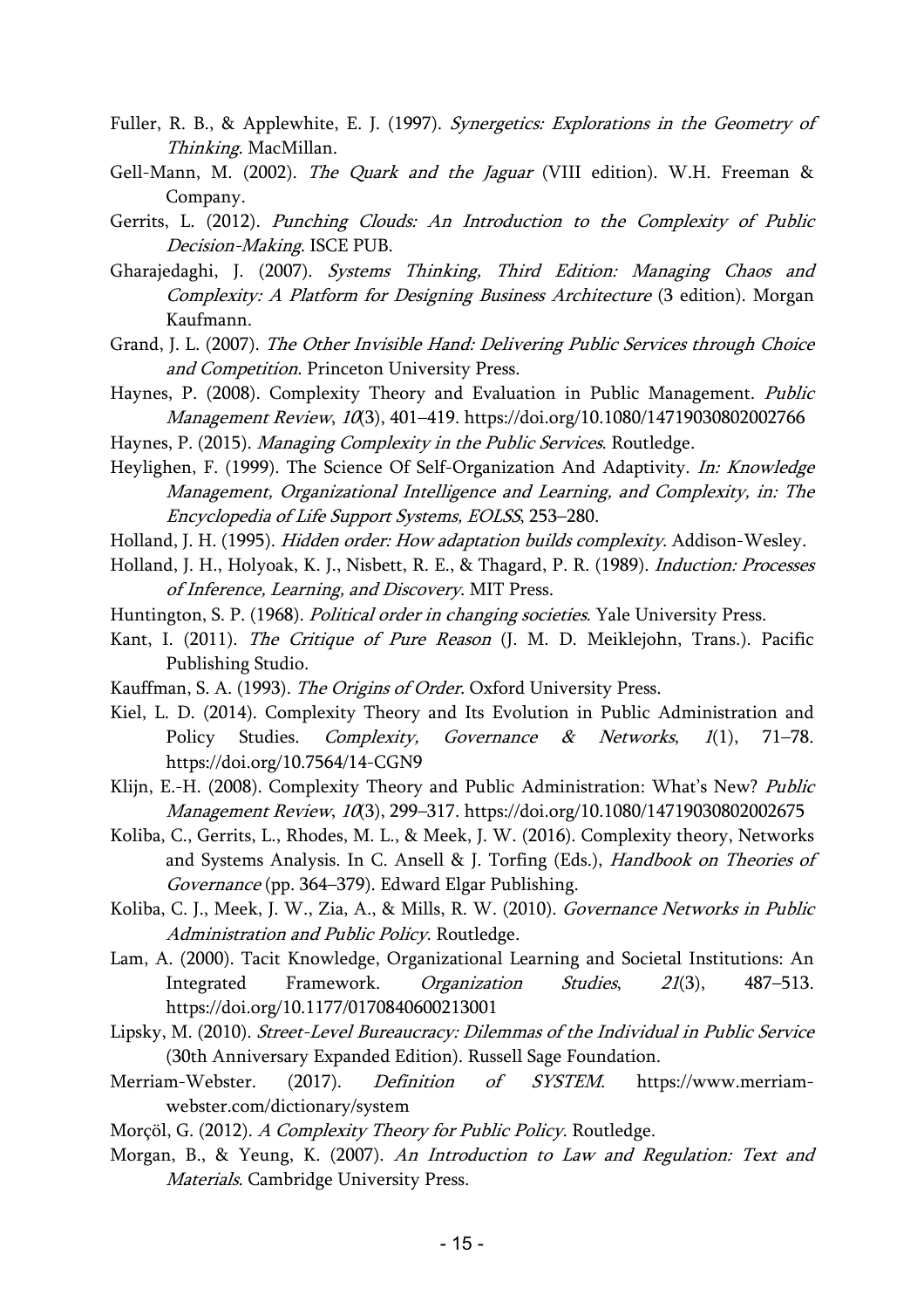Fuller, R. B., & Applewhite, E. J. (1997). *Synergetics: Explorations in the Geometry of Thinking*. MacMillan.

Gell-Mann, M. (2002). *The Quark and the Jaguar* (VIII edition). W.H. Freeman & Company.

Gerrits, L. (2012). *Punching Clouds: An Introduction to the Complexity of Public Decision-Making*. ISCE PUB.

Gharajedaghi, J. (2007). *Systems Thinking, Third Edition: Managing Chaos and Complexity: A Platform for Designing Business Architecture* (3 edition). Morgan Kaufmann.

Grand, J. L. (2007). *The Other Invisible Hand: Delivering Public Services through Choice and Competition*. Princeton University Press.

Haynes, P. (2008). Complexity Theory and Evaluation in Public Management. *Public Management Review*, *10*(3), 401–419. https://doi.org/10.1080/14719030802002766

Haynes, P. (2015). *Managing Complexity in the Public Services*. Routledge.

Heylighen, F. (1999). The Science Of Self-Organization And Adaptivity. *In: Knowledge Management, Organizational Intelligence and Learning, and Complexity, in: The Encyclopedia of Life Support Systems, EOLSS*, 253–280.

Holland, J. H. (1995). *Hidden order: How adaptation builds complexity*. Addison-Wesley.

Holland, J. H., Holyoak, K. J., Nisbett, R. E., & Thagard, P. R. (1989). *Induction: Processes of Inference, Learning, and Discovery*. MIT Press.

Huntington, S. P. (1968). *Political order in changing societies*. Yale University Press.

Kant, I. (2011). *The Critique of Pure Reason* (J. M. D. Meiklejohn, Trans.). Pacific Publishing Studio.

Kauffman, S. A. (1993). *The Origins of Order*. Oxford University Press.

Kiel, L. D. (2014). Complexity Theory and Its Evolution in Public Administration and Policy Studies. *Complexity, Governance & Networks*, *1*(1), 71–78. https://doi.org/10.7564/14-CGN9

Klijn, E.-H. (2008). Complexity Theory and Public Administration: What's New? *Public Management Review*, *10*(3), 299–317. https://doi.org/10.1080/14719030802002675

Koliba, C., Gerrits, L., Rhodes, M. L., & Meek, J. W. (2016). Complexity theory, Networks and Systems Analysis. In C. Ansell & J. Torfing (Eds.), *Handbook on Theories of Governance* (pp. 364–379). Edward Elgar Publishing.

Koliba, C. J., Meek, J. W., Zia, A., & Mills, R. W. (2010). *Governance Networks in Public Administration and Public Policy*. Routledge.

Lam, A. (2000). Tacit Knowledge, Organizational Learning and Societal Institutions: An Integrated Framework. *Organization Studies*, *21*(3), 487–513. https://doi.org/10.1177/0170840600213001

Lipsky, M. (2010). *Street-Level Bureaucracy: Dilemmas of the Individual in Public Service* (30th Anniversary Expanded Edition). Russell Sage Foundation.

Merriam-Webster. (2017). *Definition of SYSTEM*. https://www.merriam-webster.com/dictionary/system

Morçöl, G. (2012). *A Complexity Theory for Public Policy*. Routledge.

Morgan, B., & Yeung, K. (2007). *An Introduction to Law and Regulation: Text and Materials*. Cambridge University Press.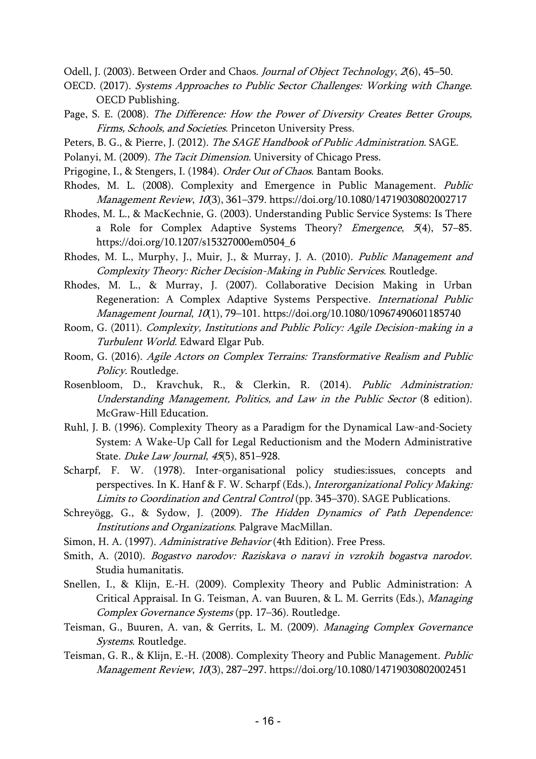Odell, J. (2003). Between Order and Chaos. *Journal of Object Technology*, *2*(6), 45–50.

OECD. (2017). *Systems Approaches to Public Sector Challenges: Working with Change*. OECD Publishing.

Page, S. E. (2008). *The Difference: How the Power of Diversity Creates Better Groups, Firms, Schools, and Societies*. Princeton University Press.

Peters, B. G., & Pierre, J. (2012). *The SAGE Handbook of Public Administration*. SAGE.

Polanyi, M. (2009). *The Tacit Dimension*. University of Chicago Press.

Prigogine, I., & Stengers, I. (1984). *Order Out of Chaos*. Bantam Books.

Rhodes, M. L. (2008). Complexity and Emergence in Public Management. *Public Management Review*, *10*(3), 361–379. https://doi.org/10.1080/14719030802002717

Rhodes, M. L., & MacKechnie, G. (2003). Understanding Public Service Systems: Is There a Role for Complex Adaptive Systems Theory? *Emergence*, *5*(4), 57–85. https://doi.org/10.1207/s15327000em0504_6

Rhodes, M. L., Murphy, J., Muir, J., & Murray, J. A. (2010). *Public Management and Complexity Theory: Richer Decision-Making in Public Services*. Routledge.

Rhodes, M. L., & Murray, J. (2007). Collaborative Decision Making in Urban Regeneration: A Complex Adaptive Systems Perspective. *International Public Management Journal*, *10*(1), 79–101. https://doi.org/10.1080/10967490601185740

Room, G. (2011). *Complexity, Institutions and Public Policy: Agile Decision-making in a Turbulent World*. Edward Elgar Pub.

Room, G. (2016). *Agile Actors on Complex Terrains: Transformative Realism and Public Policy*. Routledge.

Rosenbloom, D., Kravchuk, R., & Clerkin, R. (2014). *Public Administration: Understanding Management, Politics, and Law in the Public Sector* (8 edition). McGraw-Hill Education.

Ruhl, J. B. (1996). Complexity Theory as a Paradigm for the Dynamical Law-and-Society System: A Wake-Up Call for Legal Reductionism and the Modern Administrative State. *Duke Law Journal*, *45*(5), 851–928.

Scharpf, F. W. (1978). Inter-organisational policy studies:issues, concepts and perspectives. In K. Hanf & F. W. Scharpf (Eds.), *Interorganizational Policy Making: Limits to Coordination and Central Control* (pp. 345–370). SAGE Publications.

Schreyögg, G., & Sydow, J. (2009). *The Hidden Dynamics of Path Dependence: Institutions and Organizations*. Palgrave MacMillan.

Simon, H. A. (1997). *Administrative Behavior* (4th Edition). Free Press.

Smith, A. (2010). *Bogastvo narodov: Raziskava o naravi in vzrokih bogastva narodov*. Studia humanitatis.

Snellen, I., & Klijn, E.-H. (2009). Complexity Theory and Public Administration: A Critical Appraisal. In G. Teisman, A. van Buuren, & L. M. Gerrits (Eds.), *Managing Complex Governance Systems* (pp. 17–36). Routledge.

Teisman, G., Buuren, A. van, & Gerrits, L. M. (2009). *Managing Complex Governance Systems*. Routledge.

Teisman, G. R., & Klijn, E.-H. (2008). Complexity Theory and Public Management. *Public Management Review*, *10*(3), 287–297. https://doi.org/10.1080/14719030802002451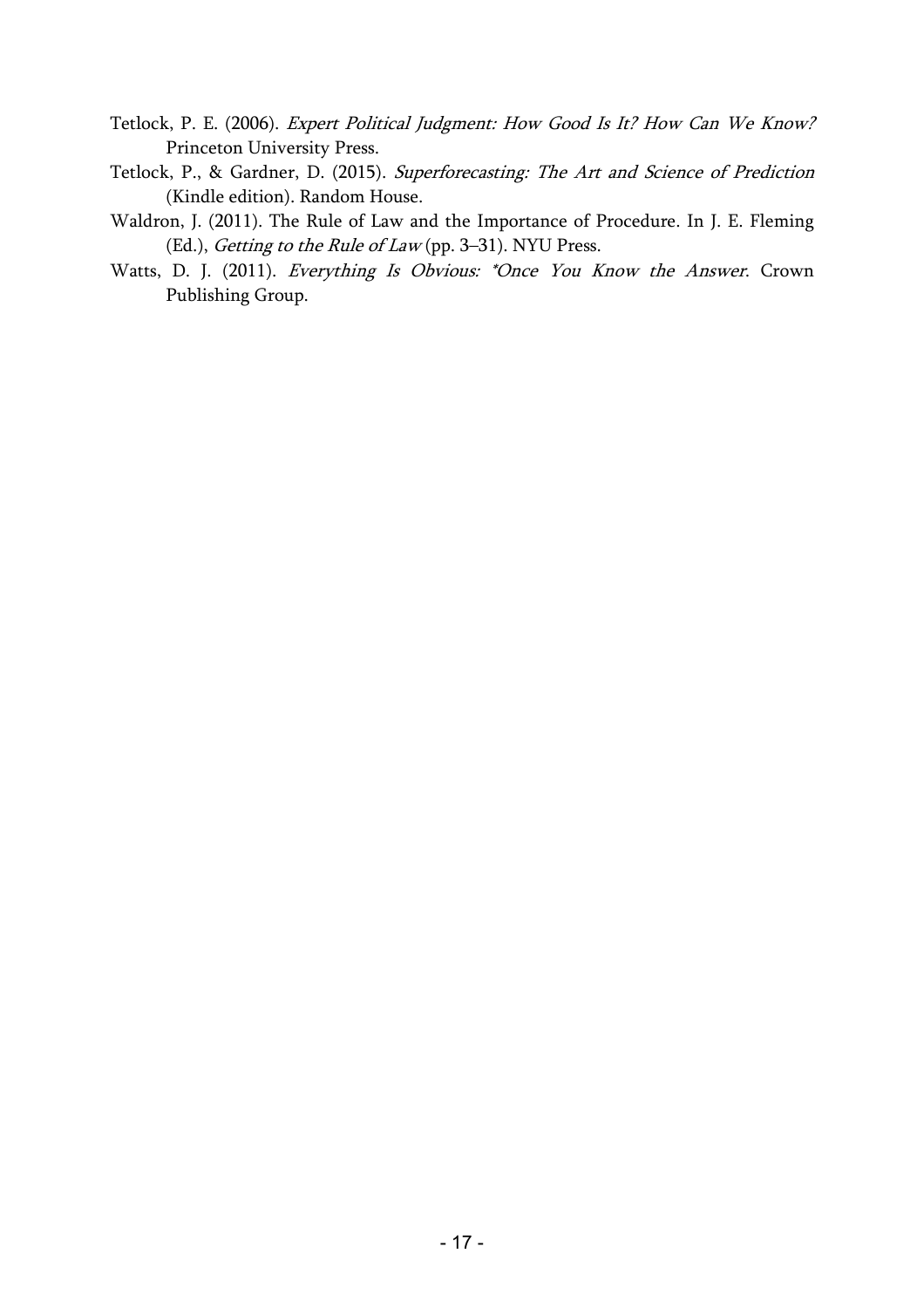Tetlock, P. E. (2006). *Expert Political Judgment: How Good Is It? How Can We Know?* Princeton University Press.

Tetlock, P., & Gardner, D. (2015). *Superforecasting: The Art and Science of Prediction* (Kindle edition). Random House.

Waldron, J. (2011). The Rule of Law and the Importance of Procedure. In J. E. Fleming (Ed.), *Getting to the Rule of Law* (pp. 3–31). NYU Press.

Watts, D. J. (2011). *Everything Is Obvious: *Once You Know the Answer*. Crown Publishing Group.